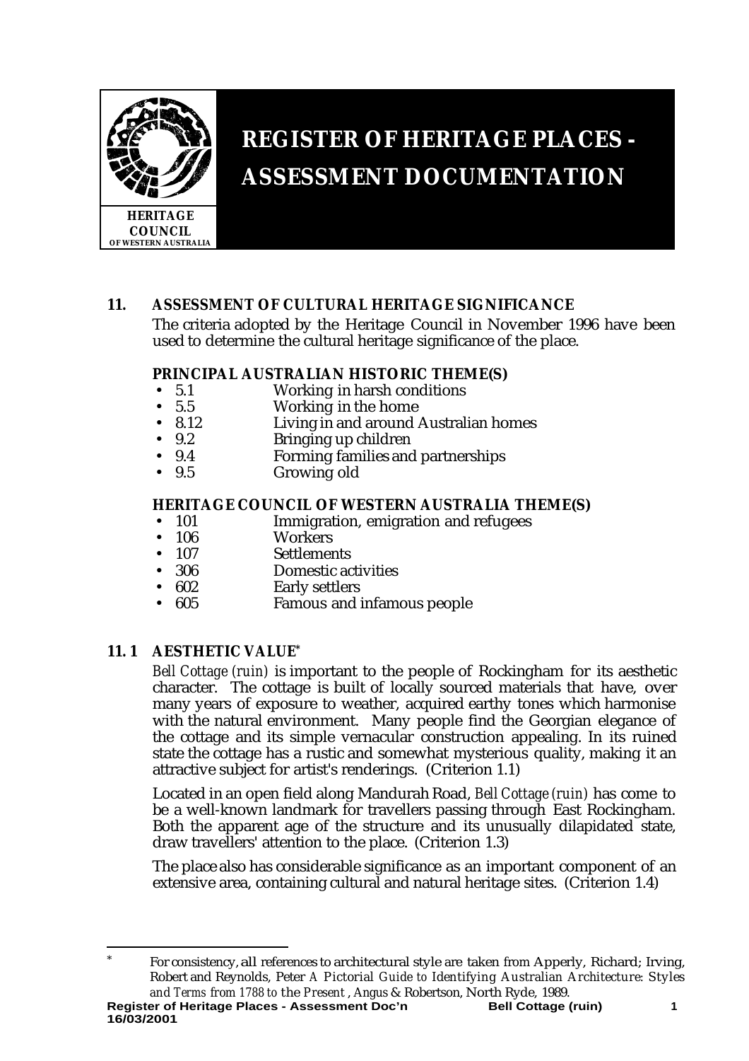HERITAGE COUNCIL OF WESTERN AUSTRALIA

# REGISTER OF HERITAGE PLACES - ASSESSMENT DOCUMENTATION

## 11. ASSESSMENT OF CULTURAL HERITAGE SIGNIFICANCE

The criteria adopted by the Heritage Council in November 1996 have been used to determine the cultural heritage significance of the place.

### PRINCIPAL AUSTRALIAN HISTORIC THEME(S)

- 5.1 Working in harsh conditions
- 5.5 Working in the home
- 8.12 Living in and around Australian homes
- 9.2 Bringing up children
- 9.4 Forming families and partnerships
- 9.5 Growing old

### HERITAGE COUNCIL OF WESTERN AUSTRALIA THEME(S)

- 101 Immigration, emigration and refugees
- 106 Workers
- 107 Settlements
- 306 Domestic activities
- 602 Early settlers
- 605 Famous and infamous people

## 11. 1 AESTHETIC VALUE*

*Bell Cottage (ruin)* is important to the people of Rockingham for its aesthetic character. The cottage is built of locally sourced materials that have, over many years of exposure to weather, acquired earthy tones which harmonise with the natural environment. Many people find the Georgian elegance of the cottage and its simple vernacular construction appealing. In its ruined state the cottage has a rustic and somewhat mysterious quality, making it an attractive subject for artist's renderings. (Criterion 1.1)

Located in an open field along Mandurah Road, *Bell Cottage (ruin)* has come to be a well-known landmark for travellers passing through East Rockingham. Both the apparent age of the structure and its unusually dilapidated state, draw travellers' attention to the place. (Criterion 1.3)

The place also has considerable significance as an important component of an extensive area, containing cultural and natural heritage sites. (Criterion 1.4)

---

* For consistency, all references to architectural style are taken from Apperly, Richard; Irving, Robert and Reynolds, Peter *A Pictorial Guide to Identifying Australian Architecture: Styles and Terms from 1788 to the Present*, Angus & Robertson, North Ryde, 1989.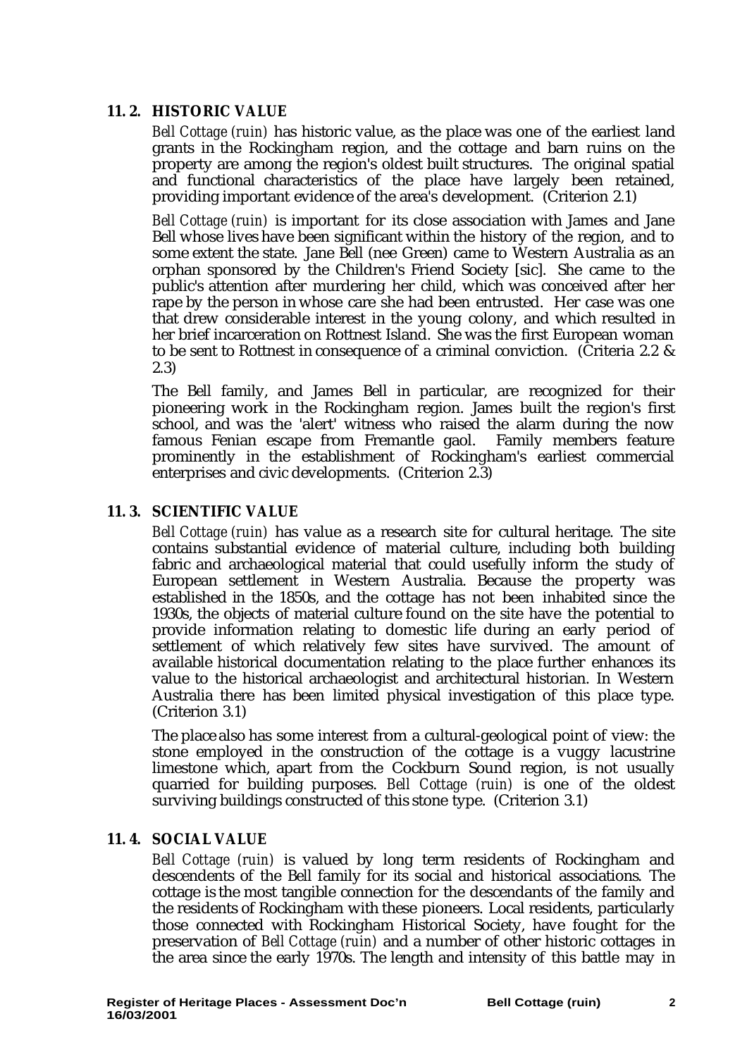## 11. 2. HISTORIC VALUE

*Bell Cottage (ruin)* has historic value, as the place was one of the earliest land grants in the Rockingham region, and the cottage and barn ruins on the property are among the region's oldest built structures. The original spatial and functional characteristics of the place have largely been retained, providing important evidence of the area's development. (Criterion 2.1)

*Bell Cottage (ruin)* is important for its close association with James and Jane Bell whose lives have been significant within the history of the region, and to some extent the state. Jane Bell (nee Green) came to Western Australia as an orphan sponsored by the Children's Friend Society [sic]. She came to the public's attention after murdering her child, which was conceived after her rape by the person in whose care she had been entrusted. Her case was one that drew considerable interest in the young colony, and which resulted in her brief incarceration on Rottnest Island. She was the first European woman to be sent to Rottnest in consequence of a criminal conviction. (Criteria 2.2 & 2.3)

The Bell family, and James Bell in particular, are recognized for their pioneering work in the Rockingham region. James built the region's first school, and was the 'alert' witness who raised the alarm during the now famous Fenian escape from Fremantle gaol. Family members feature prominently in the establishment of Rockingham's earliest commercial enterprises and civic developments. (Criterion 2.3)

## 11. 3. SCIENTIFIC VALUE

*Bell Cottage (ruin)* has value as a research site for cultural heritage. The site contains substantial evidence of material culture, including both building fabric and archaeological material that could usefully inform the study of European settlement in Western Australia. Because the property was established in the 1850s, and the cottage has not been inhabited since the 1930s, the objects of material culture found on the site have the potential to provide information relating to domestic life during an early period of settlement of which relatively few sites have survived. The amount of available historical documentation relating to the place further enhances its value to the historical archaeologist and architectural historian. In Western Australia there has been limited physical investigation of this place type. (Criterion 3.1)

The place also has some interest from a cultural-geological point of view: the stone employed in the construction of the cottage is a vuggy lacustrine limestone which, apart from the Cockburn Sound region, is not usually quarried for building purposes. *Bell Cottage (ruin)* is one of the oldest surviving buildings constructed of this stone type. (Criterion 3.1)

## 11. 4. SOCIAL VALUE

*Bell Cottage (ruin)* is valued by long term residents of Rockingham and descendents of the Bell family for its social and historical associations. The cottage is the most tangible connection for the descendants of the family and the residents of Rockingham with these pioneers. Local residents, particularly those connected with Rockingham Historical Society, have fought for the preservation of *Bell Cottage (ruin)* and a number of other historic cottages in the area since the early 1970s. The length and intensity of this battle may in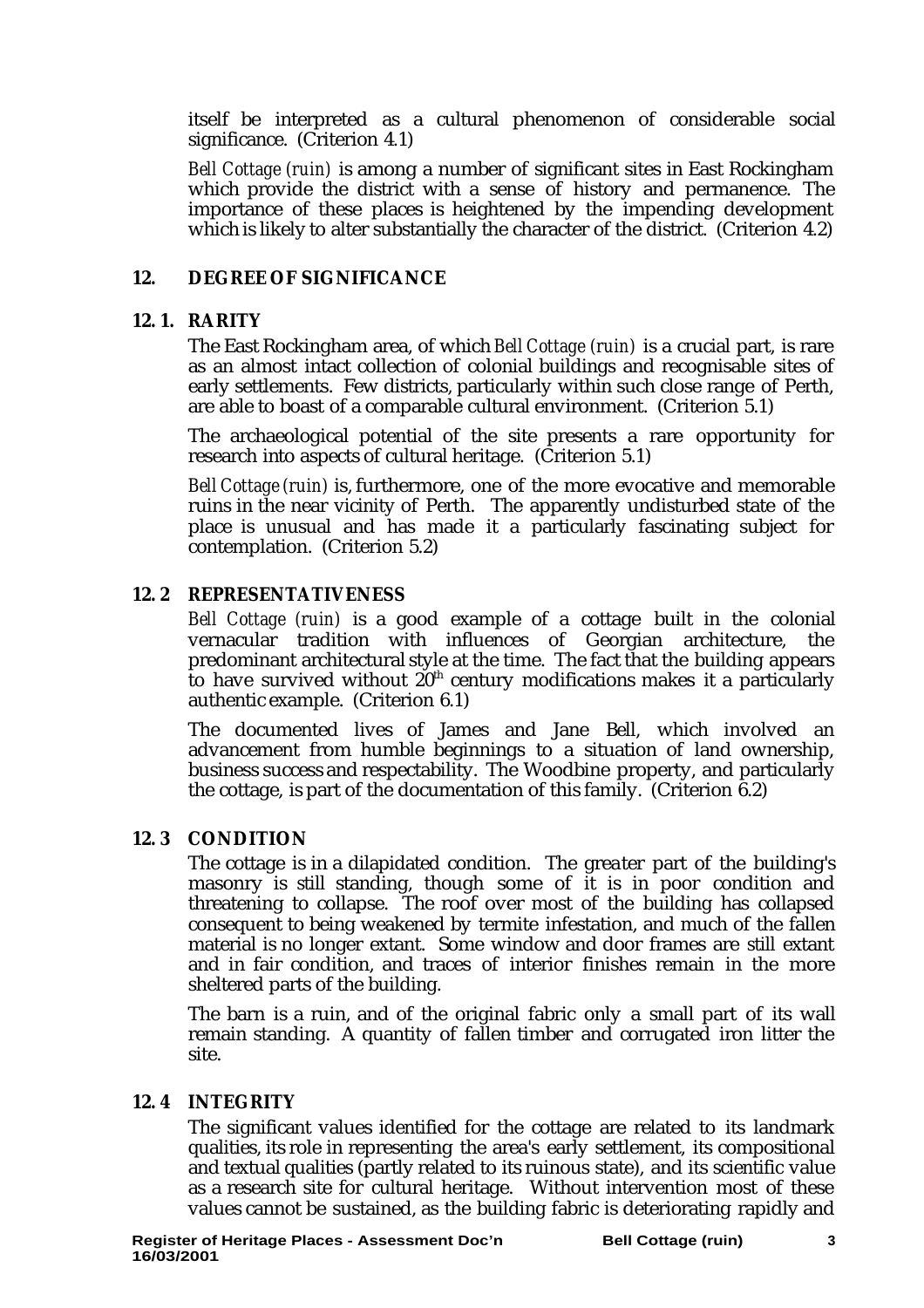itself be interpreted as a cultural phenomenon of considerable social significance. (Criterion 4.1)

*Bell Cottage (ruin)* is among a number of significant sites in East Rockingham which provide the district with a sense of history and permanence. The importance of these places is heightened by the impending development which is likely to alter substantially the character of the district. (Criterion 4.2)

## 12. DEGREE OF SIGNIFICANCE

### 12. 1. RARITY

The East Rockingham area, of which *Bell Cottage (ruin)* is a crucial part, is rare as an almost intact collection of colonial buildings and recognisable sites of early settlements. Few districts, particularly within such close range of Perth, are able to boast of a comparable cultural environment. (Criterion 5.1)

The archaeological potential of the site presents a rare opportunity for research into aspects of cultural heritage. (Criterion 5.1)

*Bell Cottage (ruin)* is, furthermore, one of the more evocative and memorable ruins in the near vicinity of Perth. The apparently undisturbed state of the place is unusual and has made it a particularly fascinating subject for contemplation. (Criterion 5.2)

### 12. 2 REPRESENTATIVENESS

*Bell Cottage (ruin)* is a good example of a cottage built in the colonial vernacular tradition with influences of Georgian architecture, the predominant architectural style at the time. The fact that the building appears to have survived without 20th century modifications makes it a particularly authentic example. (Criterion 6.1)

The documented lives of James and Jane Bell, which involved an advancement from humble beginnings to a situation of land ownership, business success and respectability. The Woodbine property, and particularly the cottage, is part of the documentation of this family. (Criterion 6.2)

### 12. 3 CONDITION

The cottage is in a dilapidated condition. The greater part of the building's masonry is still standing, though some of it is in poor condition and threatening to collapse. The roof over most of the building has collapsed consequent to being weakened by termite infestation, and much of the fallen material is no longer extant. Some window and door frames are still extant and in fair condition, and traces of interior finishes remain in the more sheltered parts of the building.

The barn is a ruin, and of the original fabric only a small part of its wall remain standing. A quantity of fallen timber and corrugated iron litter the site.

### 12. 4 INTEGRITY

The significant values identified for the cottage are related to its landmark qualities, its role in representing the area's early settlement, its compositional and textual qualities (partly related to its ruinous state), and its scientific value as a research site for cultural heritage. Without intervention most of these values cannot be sustained, as the building fabric is deteriorating rapidly and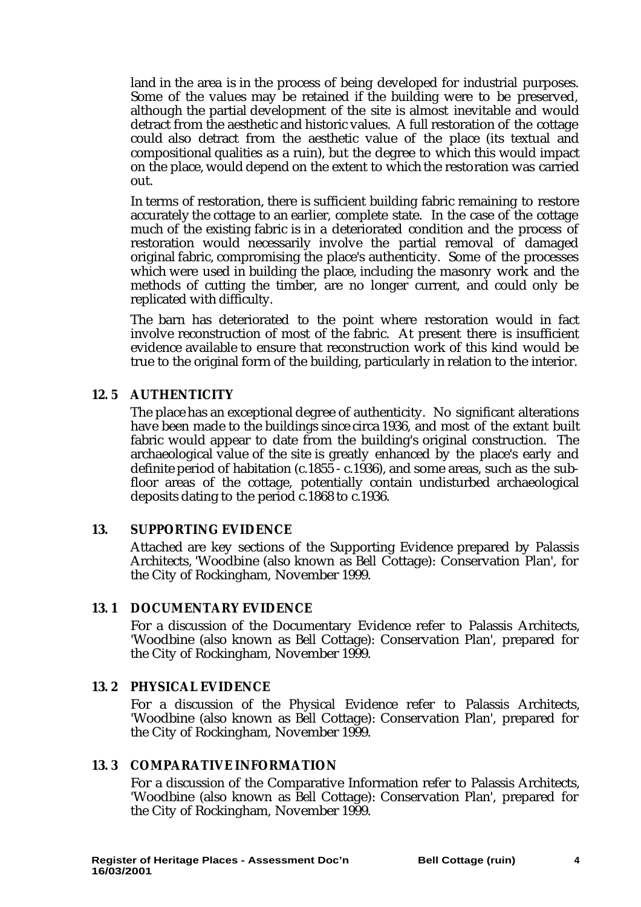land in the area is in the process of being developed for industrial purposes. Some of the values may be retained if the building were to be preserved, although the partial development of the site is almost inevitable and would detract from the aesthetic and historic values. A full restoration of the cottage could also detract from the aesthetic value of the place (its textual and compositional qualities as a ruin), but the degree to which this would impact on the place, would depend on the extent to which the restoration was carried out.

In terms of restoration, there is sufficient building fabric remaining to restore accurately the cottage to an earlier, complete state. In the case of the cottage much of the existing fabric is in a deteriorated condition and the process of restoration would necessarily involve the partial removal of damaged original fabric, compromising the place's authenticity. Some of the processes which were used in building the place, including the masonry work and the methods of cutting the timber, are no longer current, and could only be replicated with difficulty.

The barn has deteriorated to the point where restoration would in fact involve reconstruction of most of the fabric. At present there is insufficient evidence available to ensure that reconstruction work of this kind would be true to the original form of the building, particularly in relation to the interior.

### 12. 5 AUTHENTICITY

The place has an exceptional degree of authenticity. No significant alterations have been made to the buildings since circa 1936, and most of the extant built fabric would appear to date from the building's original construction. The archaeological value of the site is greatly enhanced by the place's early and definite period of habitation (c.1855 - c.1936), and some areas, such as the sub-floor areas of the cottage, potentially contain undisturbed archaeological deposits dating to the period c.1868 to c.1936.

## 13. SUPPORTING EVIDENCE

Attached are key sections of the Supporting Evidence prepared by Palassis Architects, 'Woodbine (also known as Bell Cottage): Conservation Plan', for the City of Rockingham, November 1999.

### 13. 1 DOCUMENTARY EVIDENCE

For a discussion of the Documentary Evidence refer to Palassis Architects, 'Woodbine (also known as Bell Cottage): Conservation Plan', prepared for the City of Rockingham, November 1999.

### 13. 2 PHYSICAL EVIDENCE

For a discussion of the Physical Evidence refer to Palassis Architects, 'Woodbine (also known as Bell Cottage): Conservation Plan', prepared for the City of Rockingham, November 1999.

### 13. 3 COMPARATIVE INFORMATION

For a discussion of the Comparative Information refer to Palassis Architects, 'Woodbine (also known as Bell Cottage): Conservation Plan', prepared for the City of Rockingham, November 1999.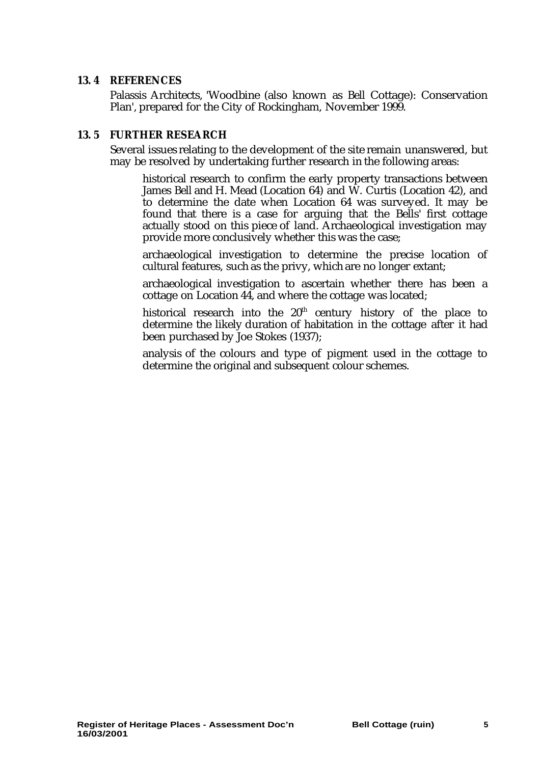## 13. 4 REFERENCES

Palassis Architects, 'Woodbine (also known as Bell Cottage): Conservation Plan', prepared for the City of Rockingham, November 1999.

## 13. 5 FURTHER RESEARCH

Several issues relating to the development of the site remain unanswered, but may be resolved by undertaking further research in the following areas:

historical research to confirm the early property transactions between James Bell and H. Mead (Location 64) and W. Curtis (Location 42), and to determine the date when Location 64 was surveyed. It may be found that there is a case for arguing that the Bells' first cottage actually stood on this piece of land. Archaeological investigation may provide more conclusively whether this was the case;

archaeological investigation to determine the precise location of cultural features, such as the privy, which are no longer extant;

archaeological investigation to ascertain whether there has been a cottage on Location 44, and where the cottage was located;

historical research into the 20th century history of the place to determine the likely duration of habitation in the cottage after it had been purchased by Joe Stokes (1937);

analysis of the colours and type of pigment used in the cottage to determine the original and subsequent colour schemes.